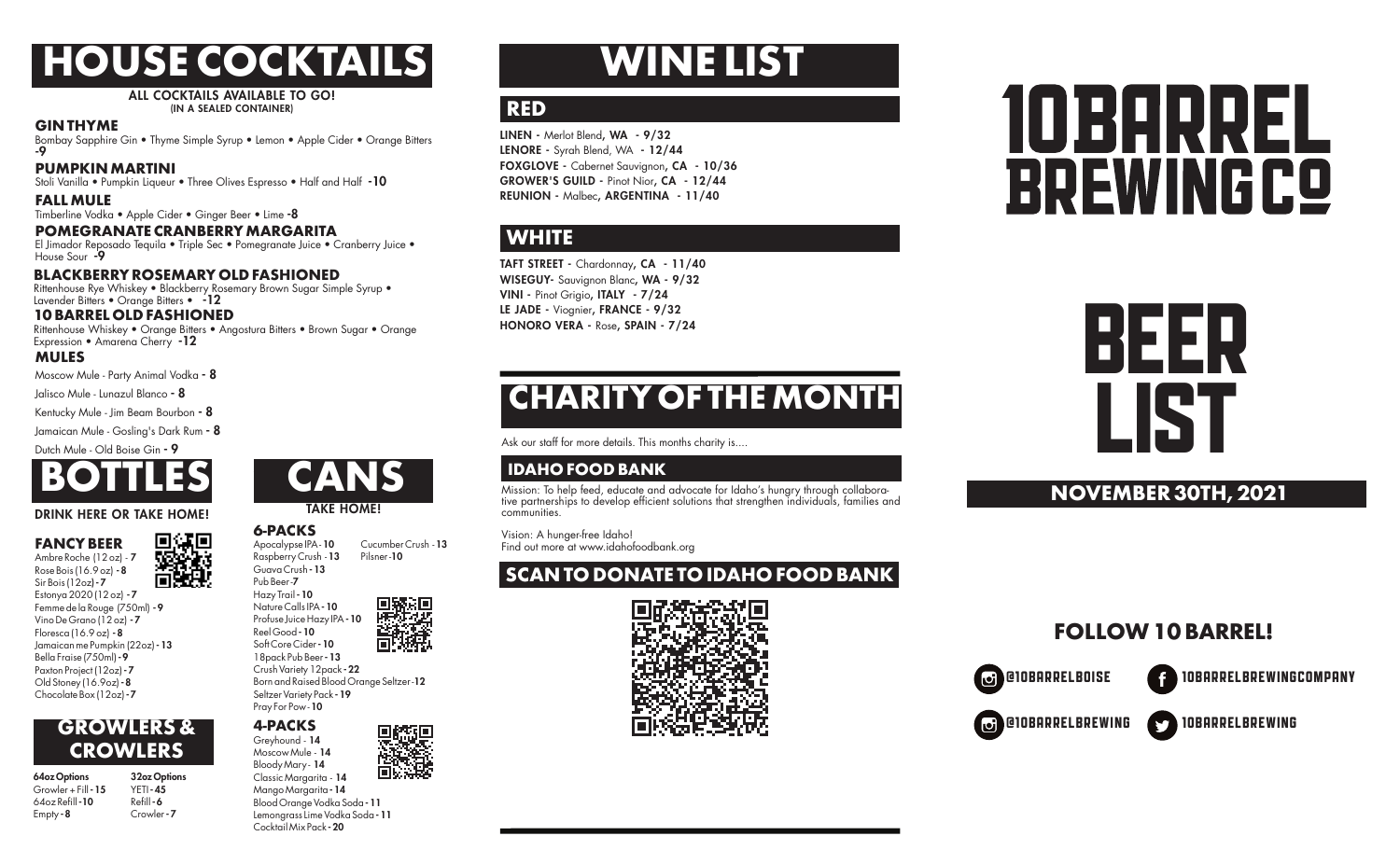# HOUSE COCKTAILS

**ALL COCKTAILS AVAILABLE TO GO!**
**(IN A SEALED CONTAINER)**

### GIN THYME
Bombay Sapphire Gin • Thyme Simple Syrup • Lemon • Apple Cider • Orange Bitters **-9**

### PUMPKIN MARTINI
Stoli Vanilla • Pumpkin Liqueur • Three Olives Espresso • Half and Half **-10**

### FALL MULE
Timberline Vodka • Apple Cider • Ginger Beer • Lime **-8**

### POMEGRANATE CRANBERRY MARGARITA
El Jimador Reposado Tequila • Triple Sec • Pomegranate Juice • Cranberry Juice • House Sour **-9**

### BLACKBERRY ROSEMARY OLD FASHIONED
Rittenhouse Rye Whiskey • Blackberry Rosemary Brown Sugar Simple Syrup • Lavender Bitters • Orange Bitters • **-12**

### 10 BARREL OLD FASHIONED
Rittenhouse Whiskey • Orange Bitters • Angostura Bitters • Brown Sugar • Orange Expression • Amarena Cherry **-12**

### MULES
Moscow Mule - Party Animal Vodka **- 8**

Jalisco Mule - Lunazul Blanco **- 8**

Kentucky Mule - Jim Beam Bourbon **- 8**

Jamaican Mule - Gosling's Dark Rum **- 8**

Dutch Mule - Old Boise Gin **- 9**

# BOTTLES

**DRINK HERE OR TAKE HOME!**

### FANCY BEER
Ambre Roche (12 oz) **- 7**
Rose Bois (16.9 oz) **- 8**
Sir Bois (12oz) **- 7**
Estonya 2020 (12 oz) **- 7**
Femme de la Rouge (750ml) **- 9**
Vino De Grano (12 oz) **- 7**
Floresca (16.9 oz) **- 8**
Jamaican me Pumpkin (22oz) **- 13**
Bella Fraise (750ml) **- 9**
Paxton Project (12oz) **- 7**
Old Stoney (16.9oz) **- 8**
Chocolate Box (12oz) **- 7**

# GROWLERS & CROWLERS

| 64oz Options | 32oz Options |
| --- | --- |
| Growler + Fill **- 15** | YETI **- 45** |
| 64oz Refill **- 10** | Refill **- 6** |
| Empty **- 8** | Crowler **- 7** |

# CANS

**TAKE HOME!**

### 6-PACKS
Apocalypse IPA **- 10**
Raspberry Crush **- 13**
Guava Crush **- 13**
Pub Beer **- 7**
Hazy Trail **- 10**
Nature Calls IPA **- 10**
Profuse Juice Hazy IPA **- 10**
Reel Good **- 10**
Soft Core Cider **- 10**
18pack Pub Beer **- 13**
Crush Variety 12pack **- 22**
Born and Raised Blood Orange Seltzer **- 12**
Seltzer Variety Pack **- 19**
Pray For Pow **- 10**
Cucumber Crush **- 13**
Pilsner **- 10**

### 4-PACKS
Greyhound **- 14**
Moscow Mule **- 14**
Bloody Mary **- 14**
Classic Margarita **- 14**
Mango Margarita **- 14**
Blood Orange Vodka Soda **- 11**
Lemongrass Lime Vodka Soda **- 11**
Cocktail Mix Pack **- 20**

# WINE LIST

## RED
**LINEN -** Merlot Blend, **WA - 9/32**
**LENORE -** Syrah Blend, WA **- 12/44**
**FOXGLOVE -** Cabernet Sauvignon, **CA - 10/36**
**GROWER'S GUILD -** Pinot Nior, **CA - 12/44**
**REUNION -** Malbec, **ARGENTINA - 11/40**

## WHITE
**TAFT STREET -** Chardonnay, **CA - 11/40**
**WISEGUY-** Sauvignon Blanc, **WA - 9/32**
**VINI -** Pinot Grigio, **ITALY - 7/24**
**LE JADE -** Viognier, **FRANCE - 9/32**
**HONORO VERA -** Rose, **SPAIN - 7/24**

# CHARITY OF THE MONTH

Ask our staff for more details. This months charity is....

## IDAHO FOOD BANK

Mission: To help feed, educate and advocate for Idaho's hungry through collaborative partnerships to develop efficient solutions that strengthen individuals, families and communities.

Vision: A hunger-free Idaho!
Find out more at www.idahofoodbank.org

## SCAN TO DONATE TO IDAHO FOOD BANK

# 10 BARREL BREWING CO

# BEER LIST

## NOVEMBER 30TH, 2021

## FOLLOW 10 BARREL!

@10BARRELBOISE
10BARRELBREWINGCOMPANY
@10BARRELBREWING
10BARRELBREWING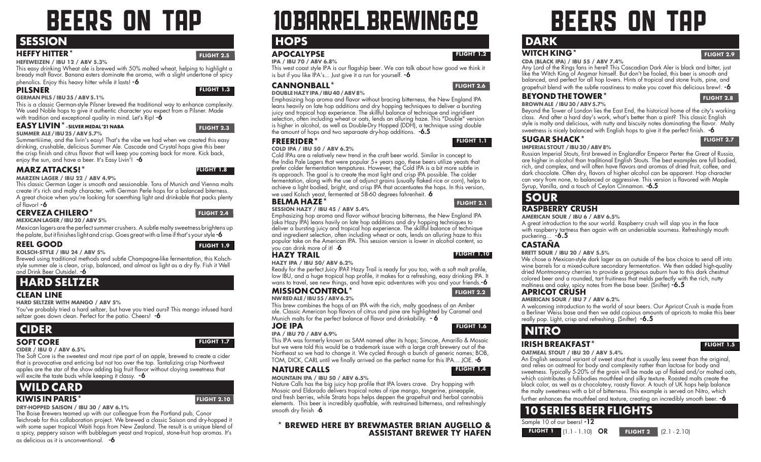# BEERS ON TAP

## SESSION

### HEFFY HITTER*

FLIGHT 2.5

**HEFEWEIZEN / IBU 12 / ABV 5.3%**

This easy drinking Wheat ale is brewed with 50% malted wheat, helping to highlight a bready malt flavor. Banana esters dominate the aroma, with a slight undertone of spicy phenolics. Enjoy this heavy hitter while it lasts! **-6**

### PILSNER

FLIGHT 1.3

**GERMAN PILS / IBU 35 / ABV 5.1%**

This is a classic German-style Pilsner brewed the traditional way to enhance complexity. We used Noble hops to give it authentic character you expect from a Pilsner. Made with tradition and exceptional quality in mind. Let's Rip! **-6**

### EASY LIVIN* - SILVER MEDAL '21 NABA

FLIGHT 2.3

**SUMMER ALE / IBU 25 / ABV 5.7%**

Summertiiiime, and the livin's easy! That's the vibe we had when we created this easy drinking, crushable, delicious Summer Ale. Cascade and Crystal hops give this beer the crisp finish and citrus flavor that will keep you coming back for more. Kick back, enjoy the sun, and have a beer. It's Easy Livin'! **-6**

### MARZ ATTACKS!*

FLIGHT 1.8

**MARZEN LAGER / IBU 22 / ABV 4.9%**

This classic German Lager is smooth and sessionable. Tons of Munich and Vienna malts create it's rich and malty character, with German Perle hops for a balanced biterness. A great choice when you're looking for soemthing light and drinkable that packs plenty of flavor! **-6**

### CERVEZA CHILERO*

FLIGHT 2.4

**MEXICAN LAGER / IBU 20 / ABV 5%**

Mexican lagers are the perfect summer crushers. A subtle malty sweetness brightens up the palate, but it finishes light and crisp. Goes great with a lime if that's your style **-6**

### REEL GOOD

FLIGHT 1.9

**KOLSCH-STYLE / IBU 24 / ABV 5%**

Brewed using traditional methods and subtle Champagne-like fermentation, this Kolsch-style summer ale is clean, crisp, balanced, and almost as light as a dry fly. Fish it Well and Drink Beer Outside!. **-6**

## HARD SELTZER

### CLEAN LINE

**HARD SELTZER WITH MANGO / ABV 5%**

You've probably tried a hard seltzer, but have you tried ours? This mango infused hard seltzer goes down clean. Perfect for the patio. Cheers! **-6**

## CIDER

### SOFT CORE

FLIGHT 1.7

**CIDER / IBU 0 / ABV 6.5%**

The Soft Core is the sweetest and most ripe part of an apple, brewed to create a cider that is provocative and enticing but not too over the top. Tantalizing crisp Northwest apples are the star of the show adding big fruit flavor without cloying sweetness that will excite the taste buds while keeping it classy. **-6**

## WILD CARD

### KIWIS IN PARIS*

FLIGHT 2.10

**DRY-HOPPED SAISON / IBU 30 / ABV 6.1%**

The Boise Brewers teamed up with our colleague from the Portland pub, Conor Teichroeb for this collaboration project. We brewed a classic Saison and dry-hopped it with some super tropical Waiti hops from New Zealand. The result is a unique blend of a spicy, peppery saison with bubblegum yeast and tropical, stone-fruit hop aromas. It's as delicious as it is unconventional. **-6**

# 10 BARREL BREWING CO

## HOPS

### APOCALYPSE

FLIGHT 1.2

**IPA / IBU 70 / ABV 6.8%**

This west coast style IPA is our flagship beer. We can talk about how good we think it is but if you like IPA's... Just give it a run for yourself. **-6**

### CANNONBALL*

FLIGHT 2.6

**DOUBLE HAZY IPA / IBU 40 / ABV 8%**

Emphasizing hop aroma and flavor without bracing bitterness, the New England IPA leans heavily on late hop additions and dry hopping techniques to deliver a bursting juicy and tropical hop experience. The skillful balance of technique and ingridient selection, often including wheat or oats, lends an alluring haze. This "Double" version is higher in alcohol, as well as Double-Dry Hopped (DDH), a technique using double the amount of hops and two separaate dry-hop additions. **-6.5**

### FREERIDER*

FLIGHT 1.1

**COLD IPA / IBU 50 / ABV 6.2%**

Cold IPAs are a relatively new trend in the craft beer world. Similar in concept to the India Pale Lagers that were popular 5+ years ago, these beers utilize yeasts that prefer colder fermentation tempatures. However, the Cold IPA is a bit more subtle in its approach. The goal is to create the most light and crisp IPA possible. The colder fermentation, along with the use of adjunct grains (usually flaked rice or corn), helps to achieve a light bodied, bright, and crisp IPA that accentuates the hops. In this version, we used Kolsch yeast, fermented at 58-60 degrees fahrenheit. **-6**

### BELMA HAZE*

FLIGHT 2.1

**SESSION HAZY / IBU 45 / ABV 5.4%**

Emphasizing hop aroma and flavor without bracing bitterness, the New England IPA (aka Hazy IPA) leans havily on late hop additions and dry hopping techniques to deliver a bursting juicy and tropical hop experience. The skillful balance of technique and ingredient selection, often including wheat or oats, lends an alluring haze to this popular take on the American IPA. This session version is lower in alcohol content, so you can drink more of it! **-6**

### HAZY TRAIL

FLIGHT 1.10

**HAZY IPA / IBU 50/ ABV 6.2%**

Ready for the perfect Juicy IPA? Hazy Trail is ready for you too, with a soft malt profile, low IBU, and a huge tropical hop profile, it makes for a refreshing, easy drinking IPA. It wans to travel, see new things, and have epic adventures with you and your friends.**-6**

### MISSION CONTROL*

FLIGHT 2.2

**NW RED ALE / IBU 55 / ABV 6.2%**

This brew combines the hops of an IPA with the rich, malty goodness of an Amber ale. Classic American hop flavors of citrus and pine are highlighted by Caramel and Munich malts for the perfect balance of flavor and drinkability. **- 6**

### JOE IPA

FLIGHT 1.6

**IPA / IBU 70 / ABV 6.9%**

This IPA was formerly known as SAM named after its hops; Simcoe, Amarillo & Mosaic but we were told this would be a trademark issue with a large craft brewery out of the Northeast so we had to change it. We cycled through a bunch of generic names; BOB, TOM, DICK, CARL until we finally arrived on the perfect name for this IPA… JOE. **-6**

### NATURE CALLS

FLIGHT 1.4

**MOUNTAIN IPA / IBU 50 / ABV 6.5%**

Nature Calls has the big juicy hop profile that IPA lovers crave. Dry hopping with Mosaic and Eldorado delivers tropical notes of ripe mango, tangerine, pineapple, and fresh berries, while Strata hops helps deppen the grapefruit and herbal cannabis elements. This beer is incredibly quaffable, with restrained bitterness, and refreshingly smooth dry finish **-6**

**\* BREWED HERE BY BREWMASTER BRIAN AUGELLO & ASSISTANT BREWER TY HAFEN**

# BEERS ON TAP

## DARK

### WITCH KING*

FLIGHT 2.9

**CDA (BLACK IPA) / IBU 55 / ABV 7.4%**

Any Lord of the Rings fans in here? This Cascadian Dark Aler is black and bitter, just like the Witch King of Angmar himself. But don't be fooled, this beer is smooth and balanced, and perfect for all hop lovers. Hints of tropical and stone fruits, pine, and grapefruit blend with the subtle roastiness to make you covet this delicious brew!. **-6**

### BEYOND THE TOWER*

FLIGHT 2.8

**BROWN ALE / IBU 30 / ABV 5.7%**

Beyond the Tower of London lies the East End, the historical home of the city's working class. And after a hard day's work, what's better than a pint? This classic English style is malty and delicious, with nutty and biscuity notes dominating the flavor. Malty sweetness is nicely balanced with English hops to give it the perfect finish. **-6**

### SUGAR SHACK*

FLIGHT 2.7

**IMPERIAL STOUT / IBU 30 / ABV 8%**

Russian Imperial Stouts, first brewed in Englandfor Emperor Perter the Great of Russia, are higher in alcohol than traditional English Stouts. The best examples are full bodied, rich, and complex, and will often have flavors and aromas of dried fruit, coffee, and dark chocolate. Often dry, flavors of higher alcohol can be apparent. Hop character can vary from none, to balanced or aggressive. This version is flavored with Maple Syrup, Vanilla, and a touch of Ceylon Cinnamon. **-6.5**

## SOUR

### RASPBERRY CRUSH

**AMERICAN SOUR / IBU 6 / ABV 6.5%**

A great introduction to the sour world. Raspberry crush will slap you in the face with raspberry tartness then again with an undeniable sourness. Refreshingly mouth puckering... **-6.5**

### CASTAÑA

**BRETT SOUR / IBU 20 / ABV 5.5%**

We chose a Mexican-style dark lager as an outside of the box choice to send off into wine barrels for a mixed-culture secondary fermentation. We then added high-quality dried Montmorency cherries to provide a gorgeous auburn hue to this dark chestnut colored beer and a rounded, tart fruitiness that melds perfectly with the rich, nutty maltiness and oaky, spicy notes from the base beer. (Snifter) **-6.5**

### APRICOT CRUSH

**AMERICAN SOUR / IBU 7 / ABV 6.2%**

A welcoming introduction to the world of sour beers. Our Apricot Crush is made from a Berliner Weiss base and then we add copious amounts of apricots to make this beer really pop. Light, crisp and refreshing. (Snifter) **-6.5**

## NITRO

### IRISH BREAKFAST*

FLIGHT 1.5

**OATMEAL STOUT / IBU 20 / ABV 5.4%**

An English seasonal variant of sweet stout that is usually less sweet than the original, and relies on oatmeal for body and complexity rather than lactose for body and sweetness. Typically 5-20% of the grain will be made up of flaked and/or malted oats, which cointributes a full-bodies mouthfeel and silky texture. Roasted malts create the black color, as well as a chocolate-y, roasty flavor. A touch of UK hops help balance the malty sweetness with a bit of bitterness. This example is served on Nitro, which further enhances the mouthfeel and texture, creating an incredibly smooth beer. **-6**

## 10 SERIES BEER FLIGHTS

Sample 10 of our beers! **-12**

**FLIGHT 1** (1.1 - 1.10) **OR** **FLIGHT 2** (2.1 - 2.10)